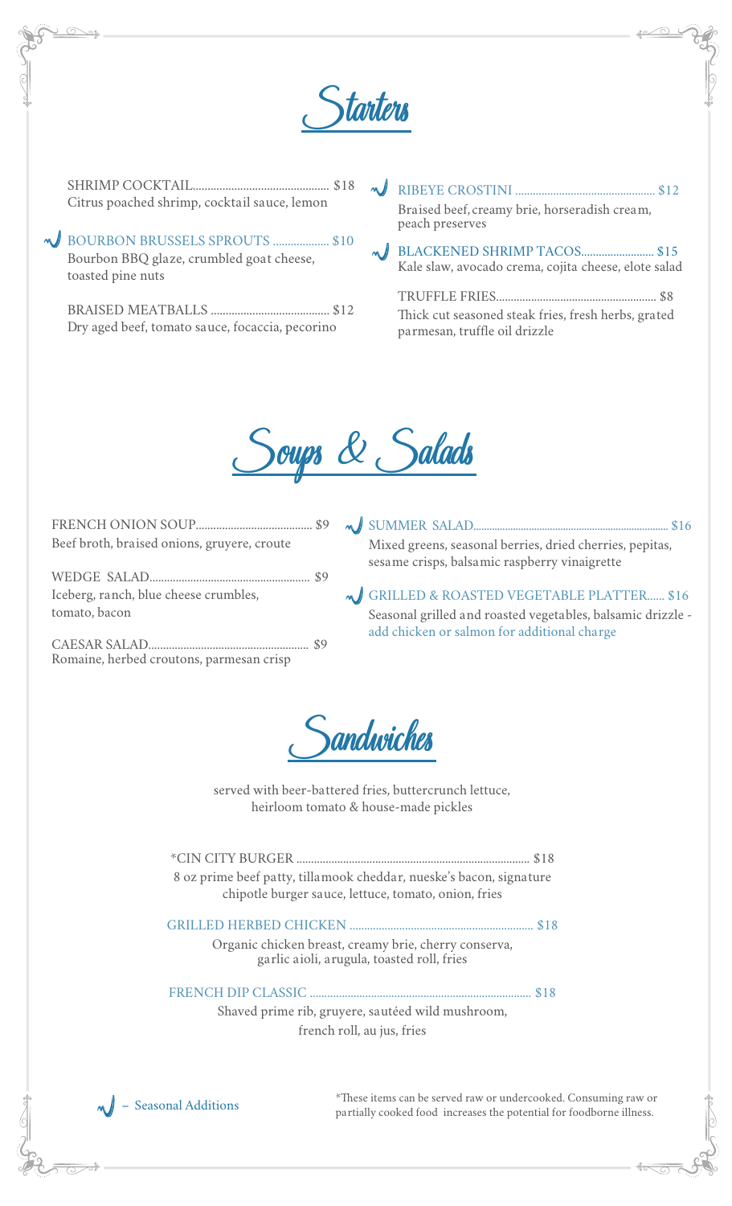# Starters

SHRIMP COCKTAIL.............................................. $18
Citrus poached shrimp, cocktail sauce, lemon

BOURBON BRUSSELS SPROUTS .................. $10
Bourbon BBQ glaze, crumbled goat cheese, toasted pine nuts

BRAISED MEATBALLS ........................................ $12
Dry aged beef, tomato sauce, focaccia, pecorino

RIBEYE CROSTINI ................................................ $12
Braised beef, creamy brie, horseradish cream, peach preserves

BLACKENED SHRIMP TACOS......................... $15
Kale slaw, avocado crema, cojita cheese, elote salad

TRUFFLE FRIES...................................................... $8
Thick cut seasoned steak fries, fresh herbs, grated parmesan, truffle oil drizzle

# Soups & Salads

FRENCH ONION SOUP........................................ $9
Beef broth, braised onions, gruyere, croute

WEDGE SALAD...................................................... $9
Iceberg, ranch, blue cheese crumbles, tomato, bacon

CAESAR SALAD...................................................... $9
Romaine, herbed croutons, parmesan crisp

SUMMER SALAD....................................................................... $16
Mixed greens, seasonal berries, dried cherries, pepitas, sesame crisps, balsamic raspberry vinaigrette

GRILLED & ROASTED VEGETABLE PLATTER...... $16
Seasonal grilled and roasted vegetables, balsamic drizzle - add chicken or salmon for additional charge

# Sandwiches

served with beer-battered fries, buttercrunch lettuce, heirloom tomato & house-made pickles

*CIN CITY BURGER ................................................................................ $18
8 oz prime beef patty, tillamook cheddar, nueske's bacon, signature chipotle burger sauce, lettuce, tomato, onion, fries

GRILLED HERBED CHICKEN ............................................................... $18
Organic chicken breast, creamy brie, cherry conserva, garlic aioli, arugula, toasted roll, fries

FRENCH DIP CLASSIC ........................................................................... $18
Shaved prime rib, gruyere, sautéed wild mushroom, french roll, au jus, fries

– Seasonal Additions

*These items can be served raw or undercooked. Consuming raw or partially cooked food increases the potential for foodborne illness.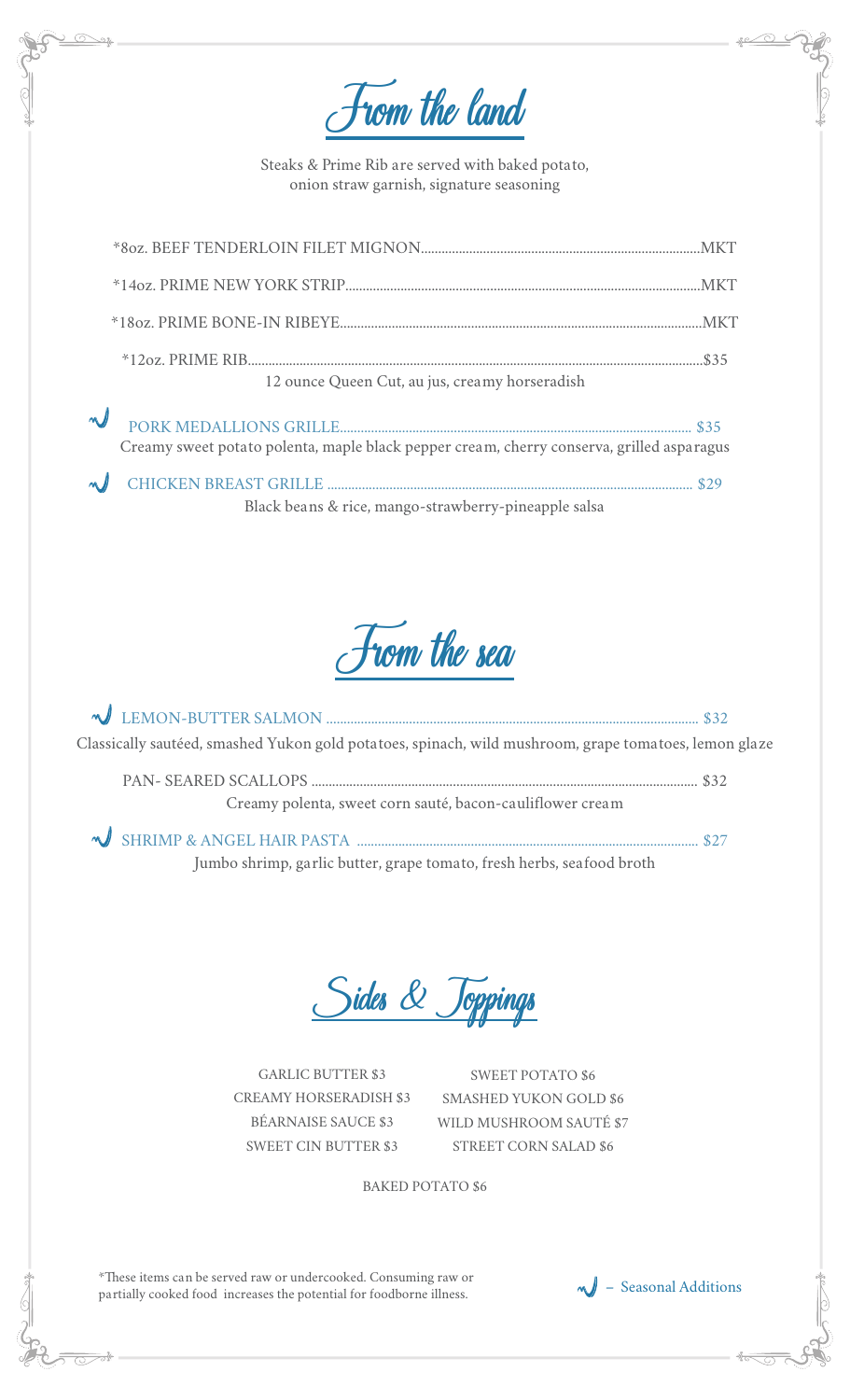# From the land

Steaks & Prime Rib are served with baked potato, onion straw garnish, signature seasoning

*8oz. BEEF TENDERLOIN FILET MIGNON....MKT

*14oz. PRIME NEW YORK STRIP....MKT

*18oz. PRIME BONE-IN RIBEYE....MKT

*12oz. PRIME RIB....$35
12 ounce Queen Cut, au jus, creamy horseradish

PORK MEDALLIONS GRILLE....$35
Creamy sweet potato polenta, maple black pepper cream, cherry conserva, grilled asparagus

CHICKEN BREAST GRILLE....$29
Black beans & rice, mango-strawberry-pineapple salsa

# From the sea

LEMON-BUTTER SALMON....$32
Classically sautéed, smashed Yukon gold potatoes, spinach, wild mushroom, grape tomatoes, lemon glaze

PAN- SEARED SCALLOPS....$32
Creamy polenta, sweet corn sauté, bacon-cauliflower cream

SHRIMP & ANGEL HAIR PASTA....$27
Jumbo shrimp, garlic butter, grape tomato, fresh herbs, seafood broth

# Sides & Toppings

GARLIC BUTTER $3
CREAMY HORSERADISH $3
BÉARNAISE SAUCE $3
SWEET CIN BUTTER $3

SWEET POTATO $6
SMASHED YUKON GOLD $6
WILD MUSHROOM SAUTÉ $7
STREET CORN SALAD $6

BAKED POTATO $6

*These items can be served raw or undercooked. Consuming raw or partially cooked food increases the potential for foodborne illness.

– Seasonal Additions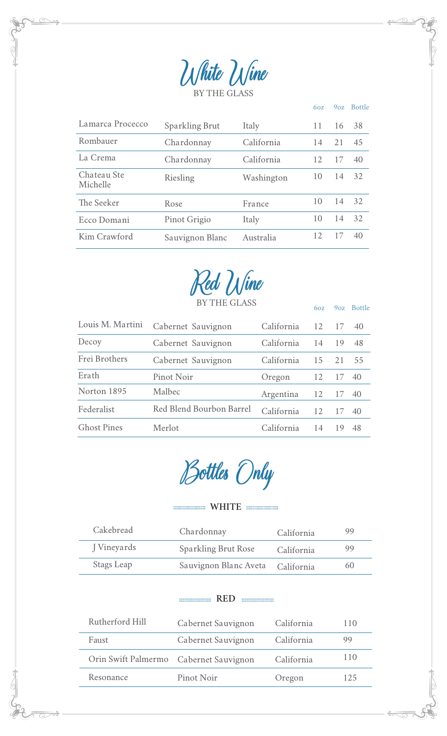# White Wine

BY THE GLASS

| | | | 6oz | 9oz | Bottle |
|---|---|---|---|---|---|
| Lamarca Procecco | Sparkling Brut | Italy | 11 | 16 | 38 |
| Rombauer | Chardonnay | California | 14 | 21 | 45 |
| La Crema | Chardonnay | California | 12 | 17 | 40 |
| Chateau Ste Michelle | Riesling | Washington | 10 | 14 | 32 |
| The Seeker | Rose | France | 10 | 14 | 32 |
| Ecco Domani | Pinot Grigio | Italy | 10 | 14 | 32 |
| Kim Crawford | Sauvignon Blanc | Australia | 12 | 17 | 40 |

# Red Wine

BY THE GLASS

| | | | 6oz | 9oz | Bottle |
|---|---|---|---|---|---|
| Louis M. Martini | Cabernet Sauvignon | California | 12 | 17 | 40 |
| Decoy | Cabernet Sauvignon | California | 14 | 19 | 48 |
| Frei Brothers | Cabernet Sauvignon | California | 15 | 21 | 55 |
| Erath | Pinot Noir | Oregon | 12 | 17 | 40 |
| Norton 1895 | Malbec | Argentina | 12 | 17 | 40 |
| Federalist | Red Blend Bourbon Barrel | California | 12 | 17 | 40 |
| Ghost Pines | Merlot | California | 14 | 19 | 48 |

# Bottles Only

## WHITE

| | | | |
|---|---|---|---|
| Cakebread | Chardonnay | California | 99 |
| J Vineyards | Sparkling Brut Rose | California | 99 |
| Stags Leap | Sauvignon Blanc Aveta | California | 60 |

## RED

| | | | |
|---|---|---|---|
| Rutherford Hill | Cabernet Sauvignon | California | 110 |
| Faust | Cabernet Sauvignon | California | 99 |
| Orin Swift Palmermo | Cabernet Sauvignon | California | 110 |
| Resonance | Pinot Noir | Oregon | 125 |